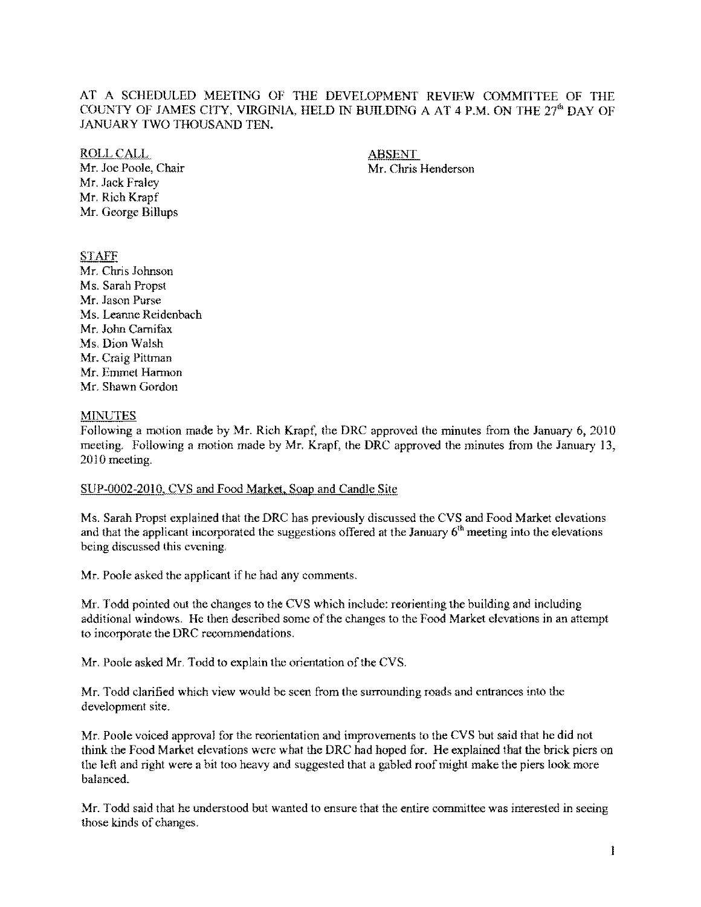AT A SCHEDULED MEETING OF THE DEVELOPMENT REVIEW COMMITTEE OF THE COUNTY OF JAMES CITY, VIRGINIA, HELD IN BUILDING A AT 4 P.M. ON THE 27th DAY OF JANUARY TWO THOUSAND TEN.

ROLL CALL
Mr. Joe Poole, Chair
Mr. Jack Fraley
Mr. Rich Krapf
Mr. George Billups

ABSENT
Mr. Chris Henderson

STAFF
Mr. Chris Johnson
Ms. Sarah Propst
Mr. Jason Purse
Ms. Leanne Reidenbach
Mr. John Carnifax
Ms. Dion Walsh
Mr. Craig Pittman
Mr. Emmet Harmon
Mr. Shawn Gordon

MINUTES

Following a motion made by Mr. Rich Krapf, the DRC approved the minutes from the January 6, 2010 meeting. Following a motion made by Mr. Krapf, the DRC approved the minutes from the January 13, 2010 meeting.

SUP-0002-2010, CVS and Food Market, Soap and Candle Site

Ms. Sarah Propst explained that the DRC has previously discussed the CVS and Food Market elevations and that the applicant incorporated the suggestions offered at the January 6th meeting into the elevations being discussed this evening.

Mr. Poole asked the applicant if he had any comments.

Mr. Todd pointed out the changes to the CVS which include: reorienting the building and including additional windows. He then described some of the changes to the Food Market elevations in an attempt to incorporate the DRC recommendations.

Mr. Poole asked Mr. Todd to explain the orientation of the CVS.

Mr. Todd clarified which view would be seen from the surrounding roads and entrances into the development site.

Mr. Poole voiced approval for the reorientation and improvements to the CVS but said that he did not think the Food Market elevations were what the DRC had hoped for. He explained that the brick piers on the left and right were a bit too heavy and suggested that a gabled roof might make the piers look more balanced.

Mr. Todd said that he understood but wanted to ensure that the entire committee was interested in seeing those kinds of changes.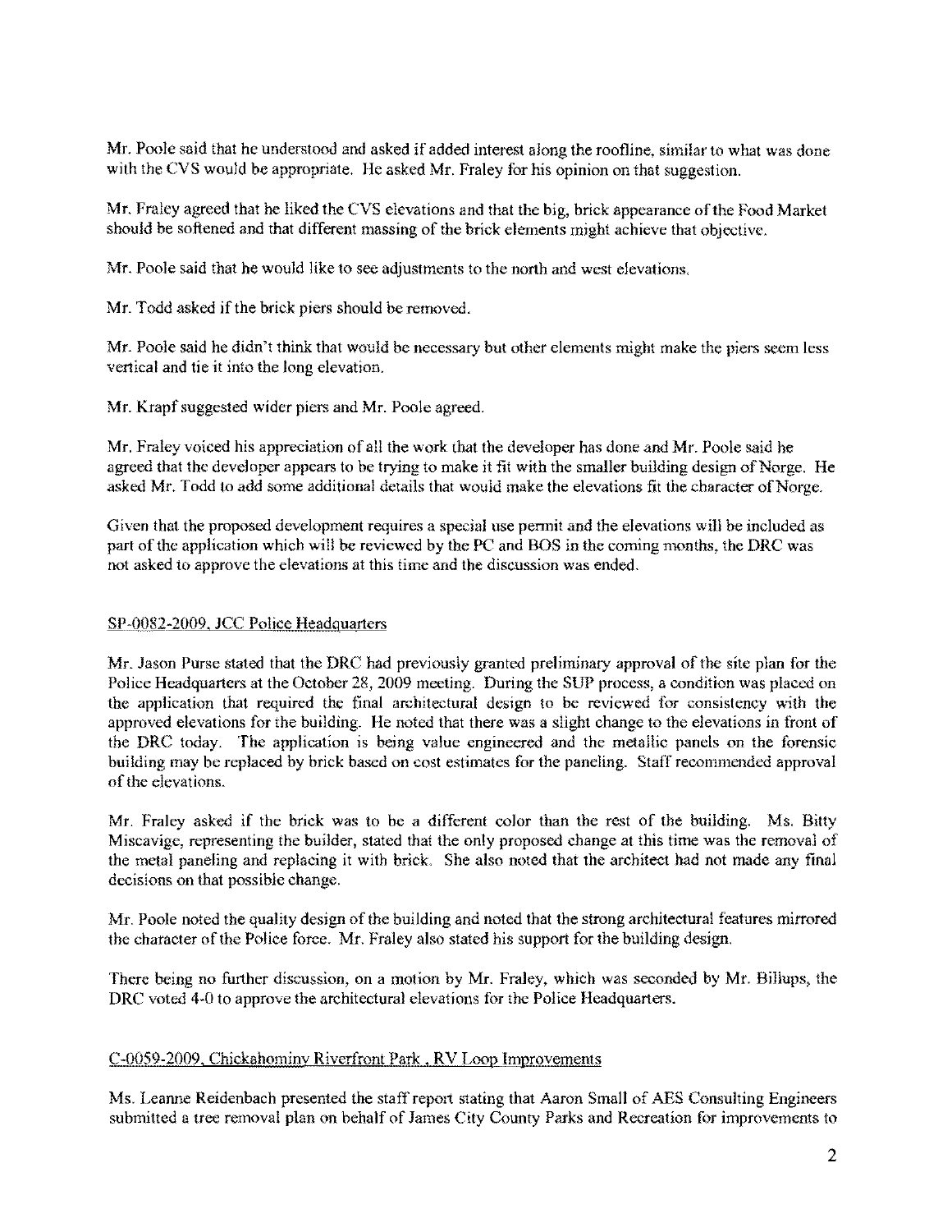Mr. Poole said that he understood and asked if added interest along the roofline, similar to what was done with the CVS would be appropriate. He asked Mr. Fraley for his opinion on that suggestion.

Mr. Fraley agreed that he liked the CVS elevations and that the big, brick appearance of the Food Market should be softened and that different massing of the brick elements might achieve that objective.

Mr. Poole said that he would like to see adjustments to the north and west elevations.

Mr. Todd asked if the brick piers should be removed.

Mr. Poole said he didn't think that would be necessary but other elements might make the piers seem less vertical and tie it into the long elevation.

Mr. Krapf suggested wider piers and Mr. Poole agreed.

Mr. Fraley voiced his appreciation of all the work that the developer has done and Mr. Poole said he agreed that the developer appears to be trying to make it fit with the smaller building design of Norge. He asked Mr. Todd to add some additional details that would make the elevations fit the character of Norge.

Given that the proposed development requires a special use permit and the elevations will be included as part of the application which will be reviewed by the PC and BOS in the coming months, the DRC was not asked to approve the elevations at this time and the discussion was ended.

SP-0082-2009, JCC Police Headquarters

Mr. Jason Purse stated that the DRC had previously granted preliminary approval of the site plan for the Police Headquarters at the October 28, 2009 meeting. During the SUP process, a condition was placed on the application that required the final architectural design to be reviewed for consistency with the approved elevations for the building. He noted that there was a slight change to the elevations in front of the DRC today. The application is being value engineered and the metallic panels on the forensic building may be replaced by brick based on cost estimates for the paneling. Staff recommended approval of the elevations.

Mr. Fraley asked if the brick was to be a different color than the rest of the building. Ms. Bitty Miscavige, representing the builder, stated that the only proposed change at this time was the removal of the metal paneling and replacing it with brick. She also noted that the architect had not made any final decisions on that possible change.

Mr. Poole noted the quality design of the building and noted that the strong architectural features mirrored the character of the Police force. Mr. Fraley also stated his support for the building design.

There being no further discussion, on a motion by Mr. Fraley, which was seconded by Mr. Billups, the DRC voted 4-0 to approve the architectural elevations for the Police Headquarters.

C-0059-2009, Chickahominy Riverfront Park , RV Loop Improvements

Ms. Leanne Reidenbach presented the staff report stating that Aaron Small of AES Consulting Engineers submitted a tree removal plan on behalf of James City County Parks and Recreation for improvements to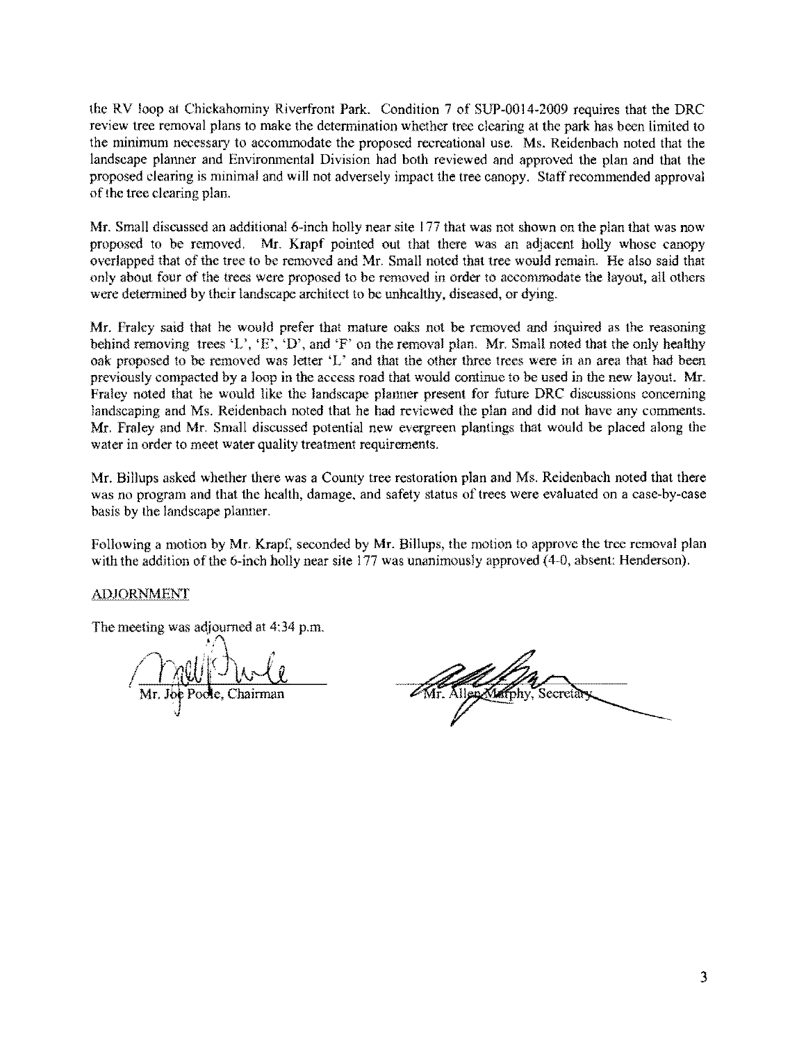the RV loop at Chickahominy Riverfront Park. Condition 7 of SUP-0014-2009 requires that the DRC review tree removal plans to make the determination whether tree clearing at the park has been limited to the minimum necessary to accommodate the proposed recreational use. Ms. Reidenbach noted that the landscape planner and Environmental Division had both reviewed and approved the plan and that the proposed clearing is minimal and will not adversely impact the tree canopy. Staff recommended approval of the tree clearing plan.

Mr. Small discussed an additional 6-inch holly near site 177 that was not shown on the plan that was now proposed to be removed. Mr. Krapf pointed out that there was an adjacent holly whose canopy overlapped that of the tree to be removed and Mr. Small noted that tree would remain. He also said that only about four of the trees were proposed to be removed in order to accommodate the layout, all others were determined by their landscape architect to be unhealthy, diseased, or dying.

Mr. Fraley said that he would prefer that mature oaks not be removed and inquired as the reasoning behind removing trees 'L', 'E', 'D', and 'F' on the removal plan. Mr. Small noted that the only healthy oak proposed to be removed was letter 'L' and that the other three trees were in an area that had been previously compacted by a loop in the access road that would continue to be used in the new layout. Mr. Fraley noted that he would like the landscape planner present for future DRC discussions concerning landscaping and Ms. Reidenbach noted that he had reviewed the plan and did not have any comments. Mr. Fraley and Mr. Small discussed potential new evergreen plantings that would be placed along the water in order to meet water quality treatment requirements.

Mr. Billups asked whether there was a County tree restoration plan and Ms. Reidenbach noted that there was no program and that the health, damage, and safety status of trees were evaluated on a case-by-case basis by the landscape planner.

Following a motion by Mr. Krapf, seconded by Mr. Billups, the motion to approve the tree removal plan with the addition of the 6-inch holly near site 177 was unanimously approved (4-0, absent: Henderson).

ADJORNMENT

The meeting was adjourned at 4:34 p.m.

Mr. Joe Poole, Chairman

Mr. Allen Murphy, Secretary